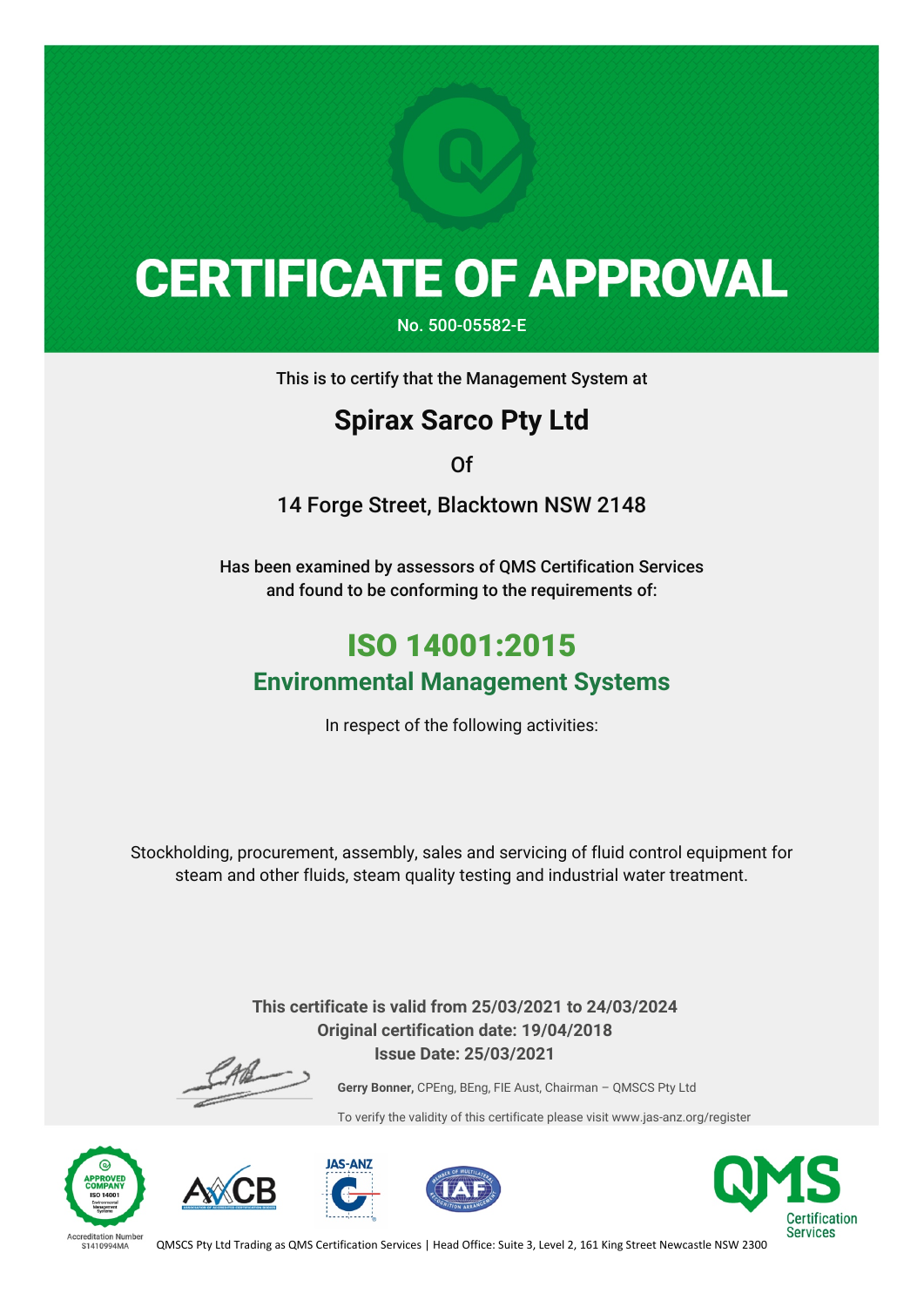# CERTIFICATE OF APPROVAL

No. 500-05582-E

This is to certify that the Management System at

## Spirax Sarco Pty Ltd

Of

14 Forge Street, Blacktown NSW 2148

Has been examined by assessors of QMS Certification Services
and found to be conforming to the requirements of:

## ISO 14001:2015

### Environmental Management Systems

In respect of the following activities:

Stockholding, procurement, assembly, sales and servicing of fluid control equipment for steam and other fluids, steam quality testing and industrial water treatment.

**This certificate is valid from 25/03/2021 to 24/03/2024**
**Original certification date: 19/04/2018**
**Issue Date: 25/03/2021**

**Gerry Bonner,** CPEng, BEng, FIE Aust, Chairman – QMSCS Pty Ltd

To verify the validity of this certificate please visit www.jas-anz.org/register

APPROVED COMPANY ISO 14001 Environmental Management Systems

Accreditation Number S1410994MA

QMSCS Pty Ltd Trading as QMS Certification Services | Head Office: Suite 3, Level 2, 161 King Street Newcastle NSW 2300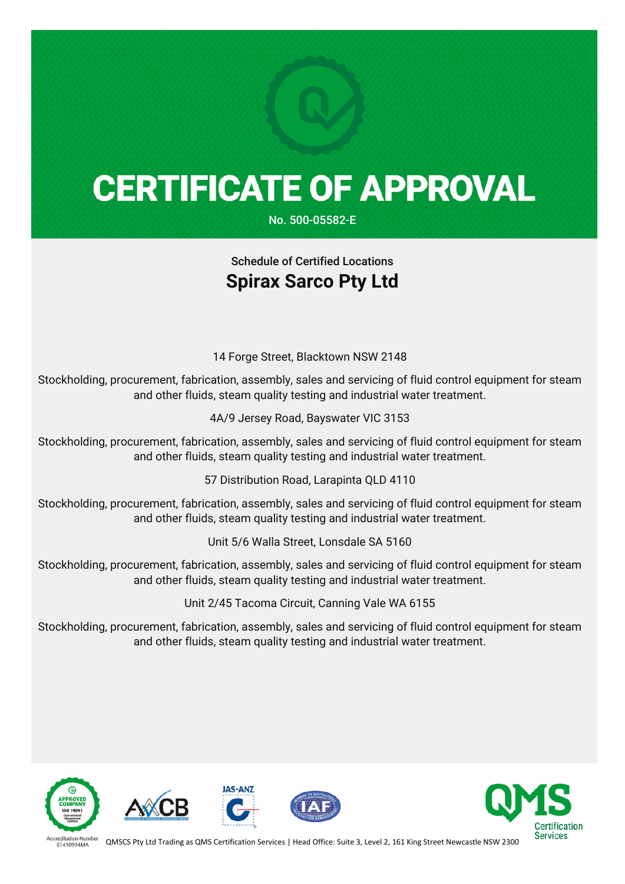# CERTIFICATE OF APPROVAL

No. 500-05582-E

Schedule of Certified Locations

## Spirax Sarco Pty Ltd

14 Forge Street, Blacktown NSW 2148

Stockholding, procurement, fabrication, assembly, sales and servicing of fluid control equipment for steam and other fluids, steam quality testing and industrial water treatment.

4A/9 Jersey Road, Bayswater VIC 3153

Stockholding, procurement, fabrication, assembly, sales and servicing of fluid control equipment for steam and other fluids, steam quality testing and industrial water treatment.

57 Distribution Road, Larapinta QLD 4110

Stockholding, procurement, fabrication, assembly, sales and servicing of fluid control equipment for steam and other fluids, steam quality testing and industrial water treatment.

Unit 5/6 Walla Street, Lonsdale SA 5160

Stockholding, procurement, fabrication, assembly, sales and servicing of fluid control equipment for steam and other fluids, steam quality testing and industrial water treatment.

Unit 2/45 Tacoma Circuit, Canning Vale WA 6155

Stockholding, procurement, fabrication, assembly, sales and servicing of fluid control equipment for steam and other fluids, steam quality testing and industrial water treatment.

Accreditation Number S1410994MA

QMSCS Pty Ltd Trading as QMS Certification Services | Head Office: Suite 3, Level 2, 161 King Street Newcastle NSW 2300